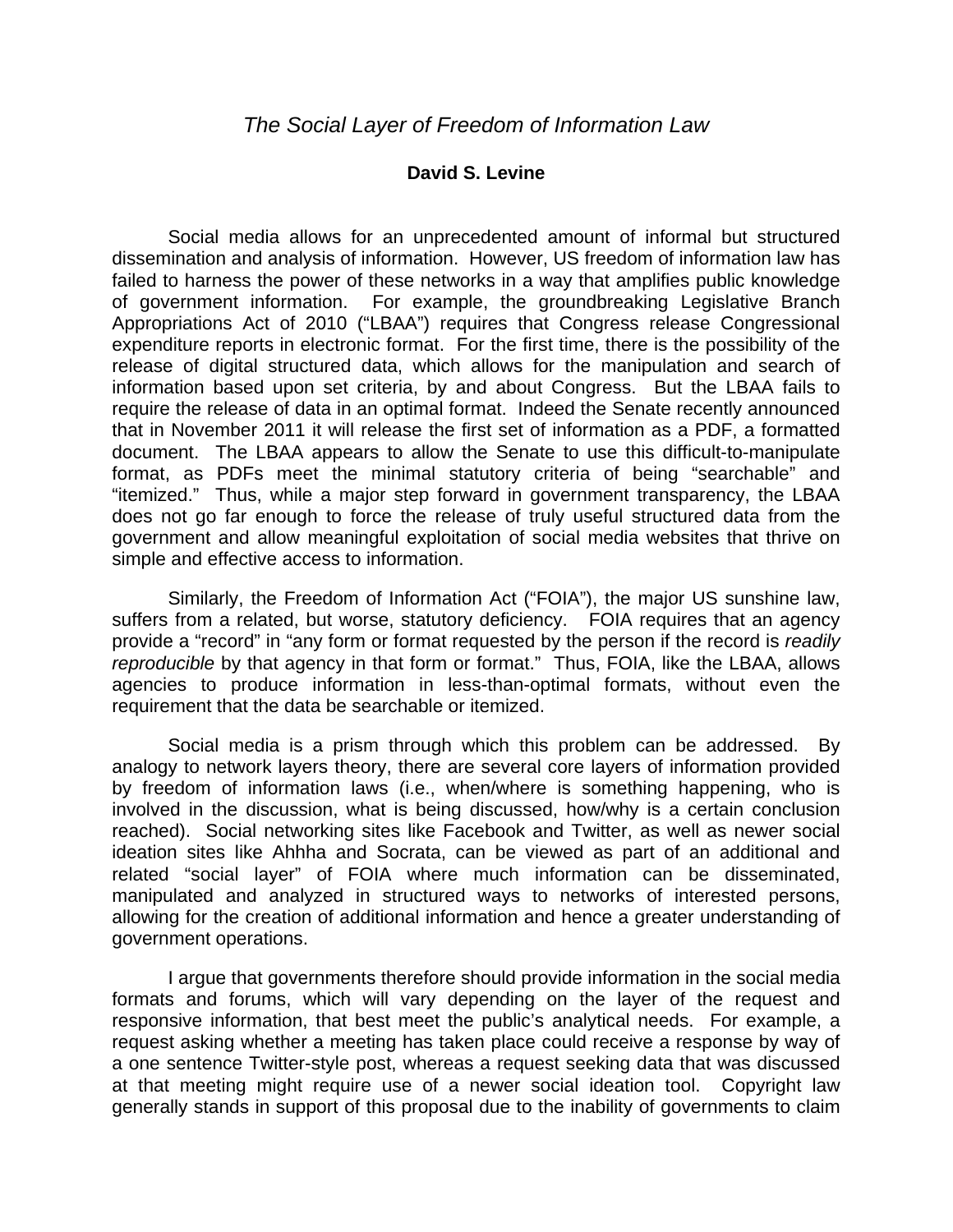# *The Social Layer of Freedom of Information Law*

**David S. Levine**

Social media allows for an unprecedented amount of informal but structured dissemination and analysis of information. However, US freedom of information law has failed to harness the power of these networks in a way that amplifies public knowledge of government information. For example, the groundbreaking Legislative Branch Appropriations Act of 2010 ("LBAA") requires that Congress release Congressional expenditure reports in electronic format. For the first time, there is the possibility of the release of digital structured data, which allows for the manipulation and search of information based upon set criteria, by and about Congress. But the LBAA fails to require the release of data in an optimal format. Indeed the Senate recently announced that in November 2011 it will release the first set of information as a PDF, a formatted document. The LBAA appears to allow the Senate to use this difficult-to-manipulate format, as PDFs meet the minimal statutory criteria of being "searchable" and "itemized." Thus, while a major step forward in government transparency, the LBAA does not go far enough to force the release of truly useful structured data from the government and allow meaningful exploitation of social media websites that thrive on simple and effective access to information.

Similarly, the Freedom of Information Act ("FOIA"), the major US sunshine law, suffers from a related, but worse, statutory deficiency. FOIA requires that an agency provide a "record" in "any form or format requested by the person if the record is *readily reproducible* by that agency in that form or format." Thus, FOIA, like the LBAA, allows agencies to produce information in less-than-optimal formats, without even the requirement that the data be searchable or itemized.

Social media is a prism through which this problem can be addressed. By analogy to network layers theory, there are several core layers of information provided by freedom of information laws (i.e., when/where is something happening, who is involved in the discussion, what is being discussed, how/why is a certain conclusion reached). Social networking sites like Facebook and Twitter, as well as newer social ideation sites like Ahhha and Socrata, can be viewed as part of an additional and related "social layer" of FOIA where much information can be disseminated, manipulated and analyzed in structured ways to networks of interested persons, allowing for the creation of additional information and hence a greater understanding of government operations.

I argue that governments therefore should provide information in the social media formats and forums, which will vary depending on the layer of the request and responsive information, that best meet the public's analytical needs. For example, a request asking whether a meeting has taken place could receive a response by way of a one sentence Twitter-style post, whereas a request seeking data that was discussed at that meeting might require use of a newer social ideation tool. Copyright law generally stands in support of this proposal due to the inability of governments to claim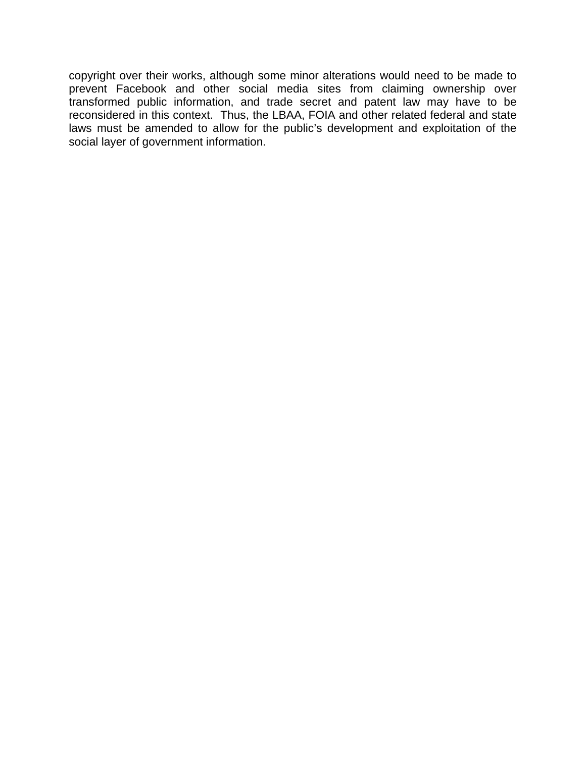copyright over their works, although some minor alterations would need to be made to prevent Facebook and other social media sites from claiming ownership over transformed public information, and trade secret and patent law may have to be reconsidered in this context. Thus, the LBAA, FOIA and other related federal and state laws must be amended to allow for the public's development and exploitation of the social layer of government information.